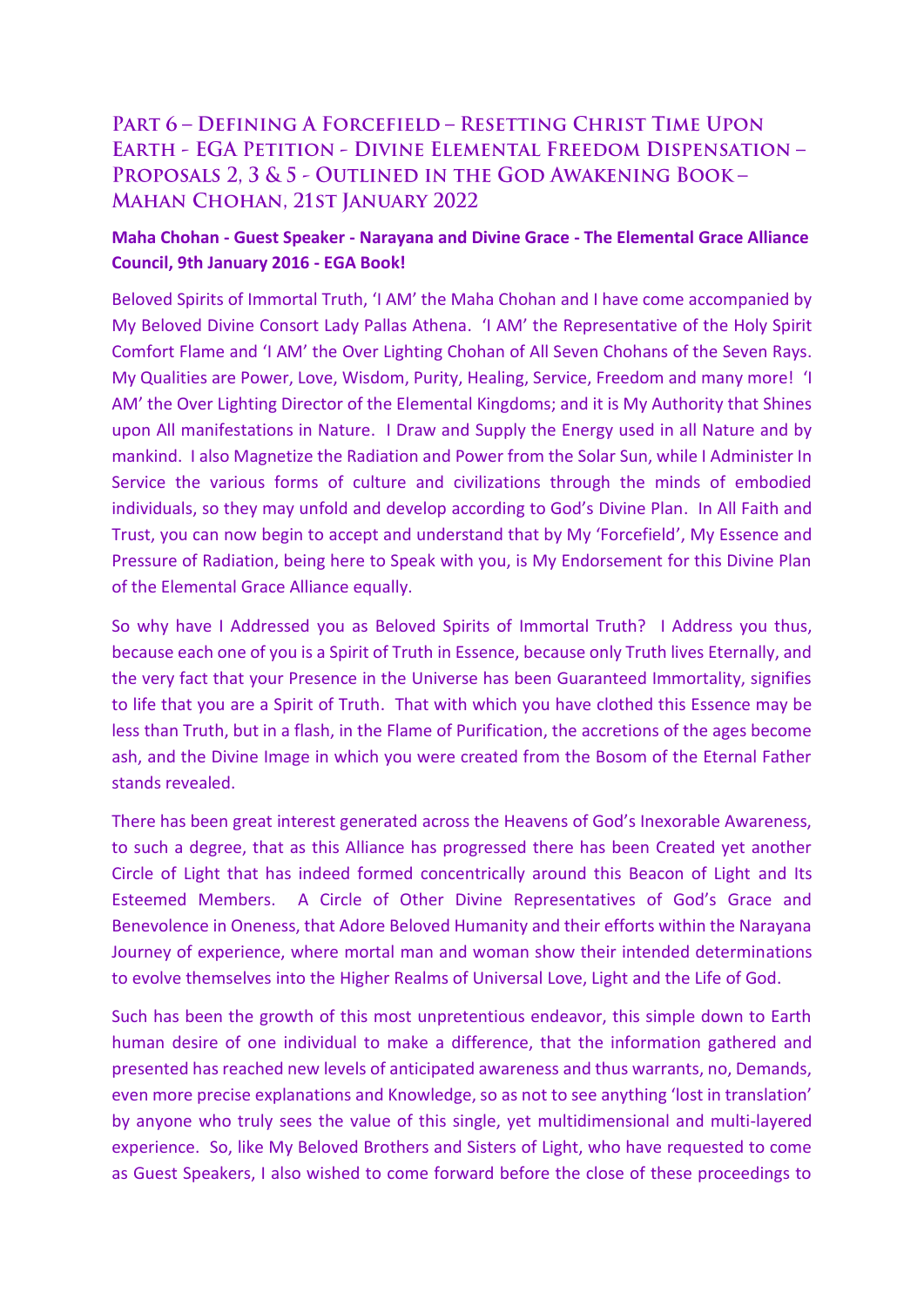# Part 6 – Defining A Forcefield – Resetting Christ Time Upon Earth - EGA Petition - Divine Elemental Freedom Dispensation – Proposals 2, 3 & 5 - Outlined in the God Awakening Book – Mahan Chohan, 21st January 2022

**Maha Chohan - Guest Speaker - Narayana and Divine Grace - The Elemental Grace Alliance Council, 9th January 2016 - EGA Book!**

Beloved Spirits of Immortal Truth, 'I AM' the Maha Chohan and I have come accompanied by My Beloved Divine Consort Lady Pallas Athena. 'I AM' the Representative of the Holy Spirit Comfort Flame and 'I AM' the Over Lighting Chohan of All Seven Chohans of the Seven Rays. My Qualities are Power, Love, Wisdom, Purity, Healing, Service, Freedom and many more! 'I AM' the Over Lighting Director of the Elemental Kingdoms; and it is My Authority that Shines upon All manifestations in Nature. I Draw and Supply the Energy used in all Nature and by mankind. I also Magnetize the Radiation and Power from the Solar Sun, while I Administer In Service the various forms of culture and civilizations through the minds of embodied individuals, so they may unfold and develop according to God's Divine Plan. In All Faith and Trust, you can now begin to accept and understand that by My 'Forcefield', My Essence and Pressure of Radiation, being here to Speak with you, is My Endorsement for this Divine Plan of the Elemental Grace Alliance equally.

So why have I Addressed you as Beloved Spirits of Immortal Truth? I Address you thus, because each one of you is a Spirit of Truth in Essence, because only Truth lives Eternally, and the very fact that your Presence in the Universe has been Guaranteed Immortality, signifies to life that you are a Spirit of Truth. That with which you have clothed this Essence may be less than Truth, but in a flash, in the Flame of Purification, the accretions of the ages become ash, and the Divine Image in which you were created from the Bosom of the Eternal Father stands revealed.

There has been great interest generated across the Heavens of God's Inexorable Awareness, to such a degree, that as this Alliance has progressed there has been Created yet another Circle of Light that has indeed formed concentrically around this Beacon of Light and Its Esteemed Members. A Circle of Other Divine Representatives of God's Grace and Benevolence in Oneness, that Adore Beloved Humanity and their efforts within the Narayana Journey of experience, where mortal man and woman show their intended determinations to evolve themselves into the Higher Realms of Universal Love, Light and the Life of God.

Such has been the growth of this most unpretentious endeavor, this simple down to Earth human desire of one individual to make a difference, that the information gathered and presented has reached new levels of anticipated awareness and thus warrants, no, Demands, even more precise explanations and Knowledge, so as not to see anything 'lost in translation' by anyone who truly sees the value of this single, yet multidimensional and multi-layered experience. So, like My Beloved Brothers and Sisters of Light, who have requested to come as Guest Speakers, I also wished to come forward before the close of these proceedings to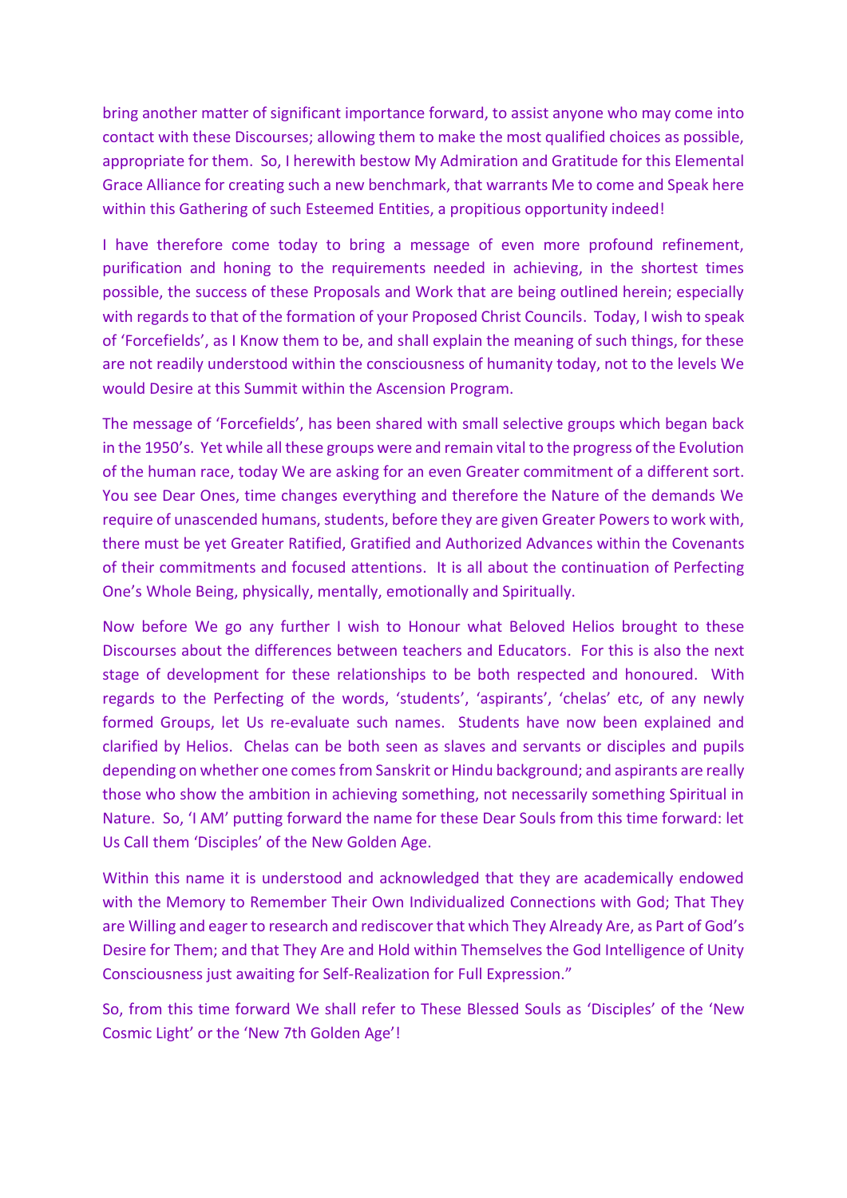bring another matter of significant importance forward, to assist anyone who may come into contact with these Discourses; allowing them to make the most qualified choices as possible, appropriate for them. So, I herewith bestow My Admiration and Gratitude for this Elemental Grace Alliance for creating such a new benchmark, that warrants Me to come and Speak here within this Gathering of such Esteemed Entities, a propitious opportunity indeed!

I have therefore come today to bring a message of even more profound refinement, purification and honing to the requirements needed in achieving, in the shortest times possible, the success of these Proposals and Work that are being outlined herein; especially with regards to that of the formation of your Proposed Christ Councils. Today, I wish to speak of 'Forcefields', as I Know them to be, and shall explain the meaning of such things, for these are not readily understood within the consciousness of humanity today, not to the levels We would Desire at this Summit within the Ascension Program.

The message of 'Forcefields', has been shared with small selective groups which began back in the 1950's. Yet while all these groups were and remain vital to the progress of the Evolution of the human race, today We are asking for an even Greater commitment of a different sort. You see Dear Ones, time changes everything and therefore the Nature of the demands We require of unascended humans, students, before they are given Greater Powers to work with, there must be yet Greater Ratified, Gratified and Authorized Advances within the Covenants of their commitments and focused attentions. It is all about the continuation of Perfecting One's Whole Being, physically, mentally, emotionally and Spiritually.

Now before We go any further I wish to Honour what Beloved Helios brought to these Discourses about the differences between teachers and Educators. For this is also the next stage of development for these relationships to be both respected and honoured. With regards to the Perfecting of the words, 'students', 'aspirants', 'chelas' etc, of any newly formed Groups, let Us re-evaluate such names. Students have now been explained and clarified by Helios. Chelas can be both seen as slaves and servants or disciples and pupils depending on whether one comes from Sanskrit or Hindu background; and aspirants are really those who show the ambition in achieving something, not necessarily something Spiritual in Nature. So, 'I AM' putting forward the name for these Dear Souls from this time forward: let Us Call them 'Disciples' of the New Golden Age.

Within this name it is understood and acknowledged that they are academically endowed with the Memory to Remember Their Own Individualized Connections with God; That They are Willing and eager to research and rediscover that which They Already Are, as Part of God's Desire for Them; and that They Are and Hold within Themselves the God Intelligence of Unity Consciousness just awaiting for Self-Realization for Full Expression."

So, from this time forward We shall refer to These Blessed Souls as 'Disciples' of the 'New Cosmic Light' or the 'New 7th Golden Age'!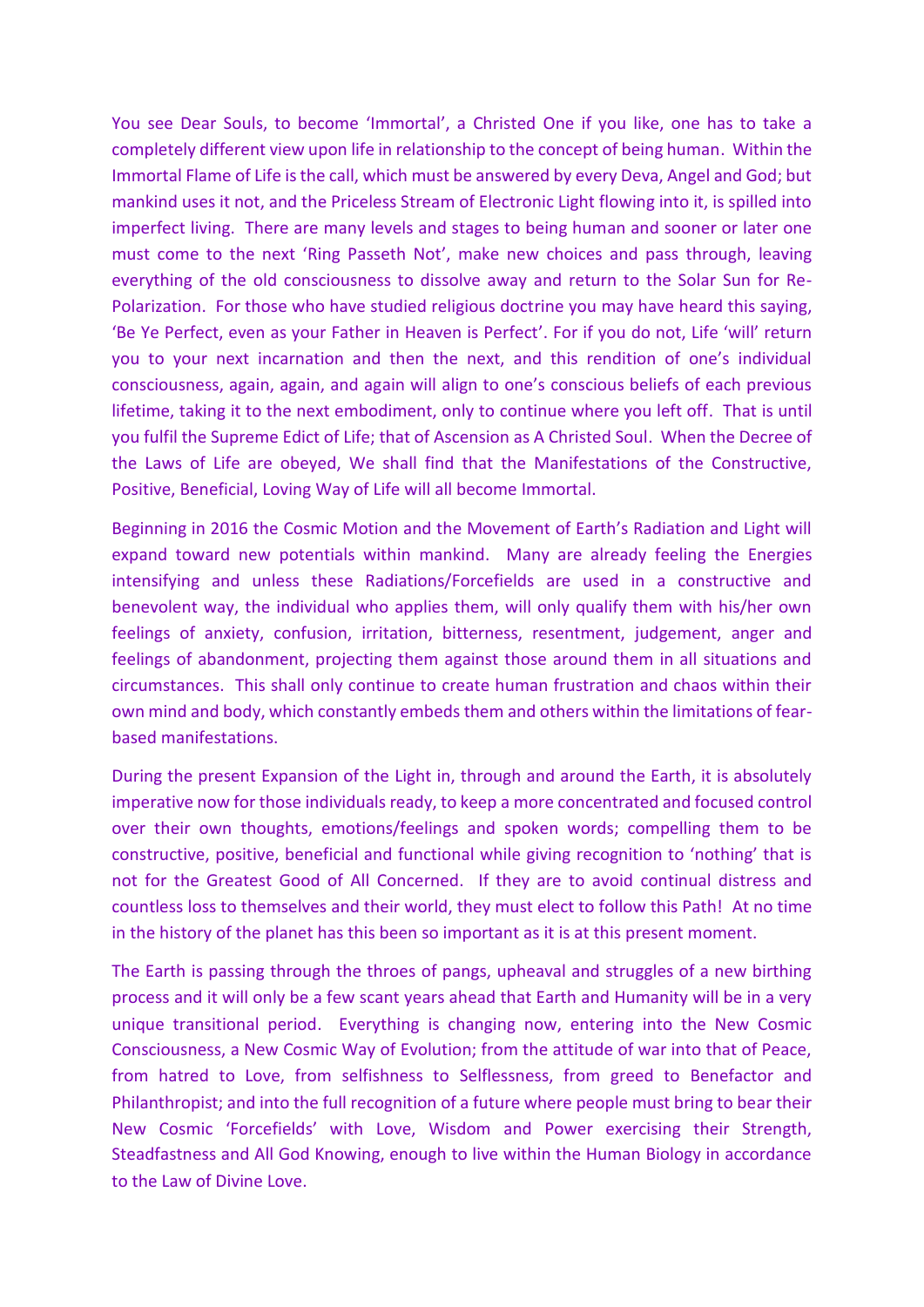You see Dear Souls, to become 'Immortal', a Christed One if you like, one has to take a completely different view upon life in relationship to the concept of being human. Within the Immortal Flame of Life is the call, which must be answered by every Deva, Angel and God; but mankind uses it not, and the Priceless Stream of Electronic Light flowing into it, is spilled into imperfect living. There are many levels and stages to being human and sooner or later one must come to the next 'Ring Passeth Not', make new choices and pass through, leaving everything of the old consciousness to dissolve away and return to the Solar Sun for Re-Polarization. For those who have studied religious doctrine you may have heard this saying, 'Be Ye Perfect, even as your Father in Heaven is Perfect'. For if you do not, Life 'will' return you to your next incarnation and then the next, and this rendition of one's individual consciousness, again, again, and again will align to one's conscious beliefs of each previous lifetime, taking it to the next embodiment, only to continue where you left off. That is until you fulfil the Supreme Edict of Life; that of Ascension as A Christed Soul. When the Decree of the Laws of Life are obeyed, We shall find that the Manifestations of the Constructive, Positive, Beneficial, Loving Way of Life will all become Immortal.

Beginning in 2016 the Cosmic Motion and the Movement of Earth's Radiation and Light will expand toward new potentials within mankind. Many are already feeling the Energies intensifying and unless these Radiations/Forcefields are used in a constructive and benevolent way, the individual who applies them, will only qualify them with his/her own feelings of anxiety, confusion, irritation, bitterness, resentment, judgement, anger and feelings of abandonment, projecting them against those around them in all situations and circumstances. This shall only continue to create human frustration and chaos within their own mind and body, which constantly embeds them and others within the limitations of fear-based manifestations.

During the present Expansion of the Light in, through and around the Earth, it is absolutely imperative now for those individuals ready, to keep a more concentrated and focused control over their own thoughts, emotions/feelings and spoken words; compelling them to be constructive, positive, beneficial and functional while giving recognition to 'nothing' that is not for the Greatest Good of All Concerned. If they are to avoid continual distress and countless loss to themselves and their world, they must elect to follow this Path! At no time in the history of the planet has this been so important as it is at this present moment.

The Earth is passing through the throes of pangs, upheaval and struggles of a new birthing process and it will only be a few scant years ahead that Earth and Humanity will be in a very unique transitional period. Everything is changing now, entering into the New Cosmic Consciousness, a New Cosmic Way of Evolution; from the attitude of war into that of Peace, from hatred to Love, from selfishness to Selflessness, from greed to Benefactor and Philanthropist; and into the full recognition of a future where people must bring to bear their New Cosmic 'Forcefields' with Love, Wisdom and Power exercising their Strength, Steadfastness and All God Knowing, enough to live within the Human Biology in accordance to the Law of Divine Love.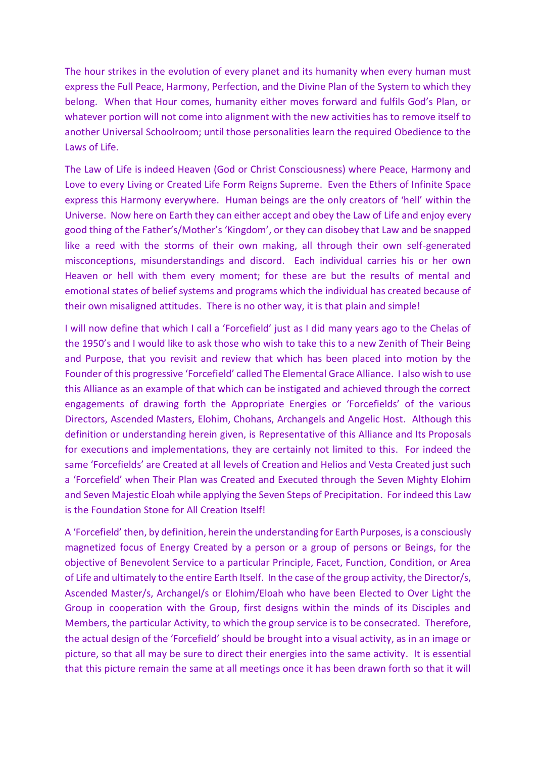The hour strikes in the evolution of every planet and its humanity when every human must express the Full Peace, Harmony, Perfection, and the Divine Plan of the System to which they belong. When that Hour comes, humanity either moves forward and fulfils God's Plan, or whatever portion will not come into alignment with the new activities has to remove itself to another Universal Schoolroom; until those personalities learn the required Obedience to the Laws of Life.

The Law of Life is indeed Heaven (God or Christ Consciousness) where Peace, Harmony and Love to every Living or Created Life Form Reigns Supreme. Even the Ethers of Infinite Space express this Harmony everywhere. Human beings are the only creators of 'hell' within the Universe. Now here on Earth they can either accept and obey the Law of Life and enjoy every good thing of the Father's/Mother's 'Kingdom', or they can disobey that Law and be snapped like a reed with the storms of their own making, all through their own self-generated misconceptions, misunderstandings and discord. Each individual carries his or her own Heaven or hell with them every moment; for these are but the results of mental and emotional states of belief systems and programs which the individual has created because of their own misaligned attitudes. There is no other way, it is that plain and simple!

I will now define that which I call a 'Forcefield' just as I did many years ago to the Chelas of the 1950's and I would like to ask those who wish to take this to a new Zenith of Their Being and Purpose, that you revisit and review that which has been placed into motion by the Founder of this progressive 'Forcefield' called The Elemental Grace Alliance. I also wish to use this Alliance as an example of that which can be instigated and achieved through the correct engagements of drawing forth the Appropriate Energies or 'Forcefields' of the various Directors, Ascended Masters, Elohim, Chohans, Archangels and Angelic Host. Although this definition or understanding herein given, is Representative of this Alliance and Its Proposals for executions and implementations, they are certainly not limited to this. For indeed the same 'Forcefields' are Created at all levels of Creation and Helios and Vesta Created just such a 'Forcefield' when Their Plan was Created and Executed through the Seven Mighty Elohim and Seven Majestic Eloah while applying the Seven Steps of Precipitation. For indeed this Law is the Foundation Stone for All Creation Itself!

A 'Forcefield' then, by definition, herein the understanding for Earth Purposes, is a consciously magnetized focus of Energy Created by a person or a group of persons or Beings, for the objective of Benevolent Service to a particular Principle, Facet, Function, Condition, or Area of Life and ultimately to the entire Earth Itself. In the case of the group activity, the Director/s, Ascended Master/s, Archangel/s or Elohim/Eloah who have been Elected to Over Light the Group in cooperation with the Group, first designs within the minds of its Disciples and Members, the particular Activity, to which the group service is to be consecrated. Therefore, the actual design of the 'Forcefield' should be brought into a visual activity, as in an image or picture, so that all may be sure to direct their energies into the same activity. It is essential that this picture remain the same at all meetings once it has been drawn forth so that it will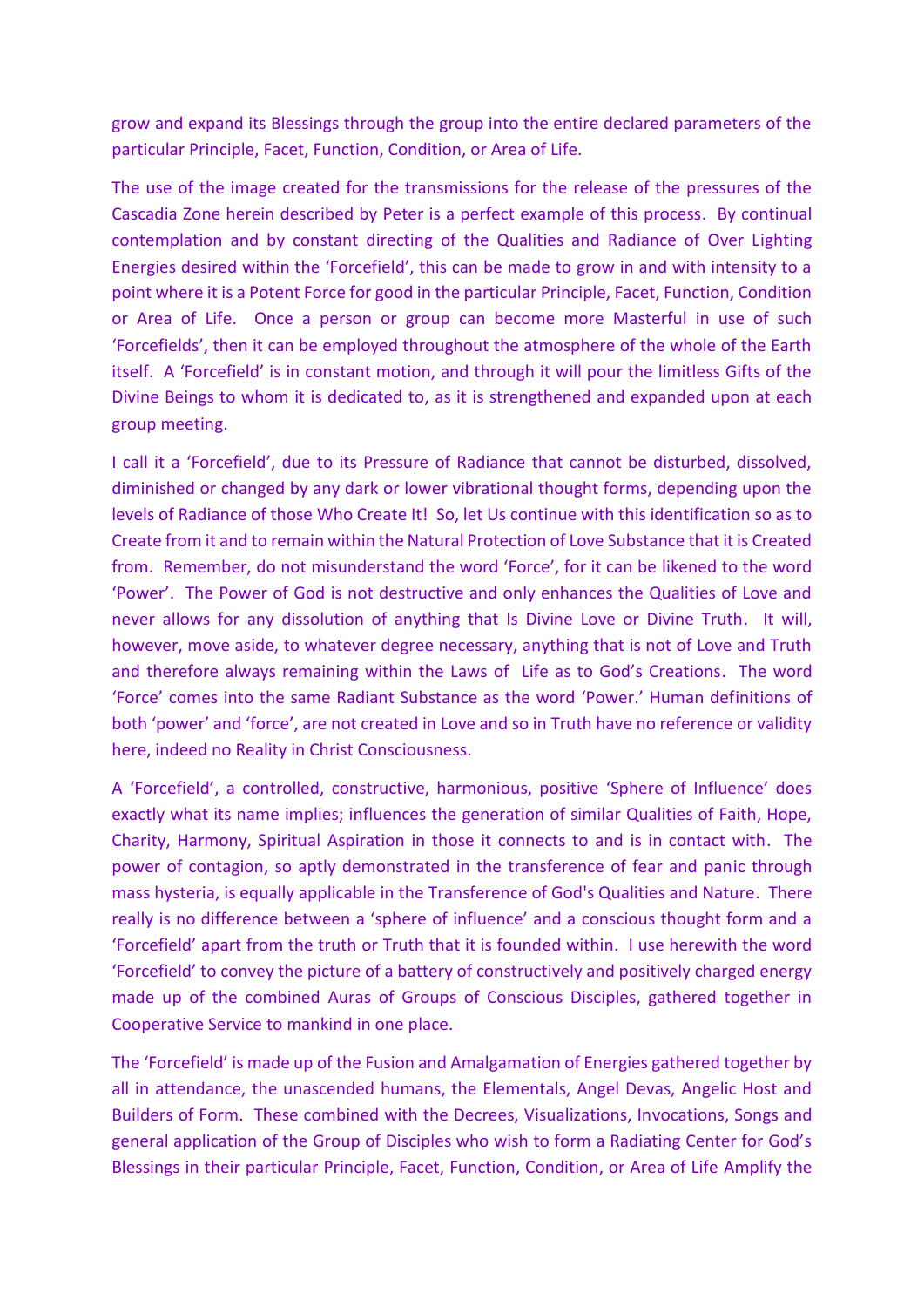grow and expand its Blessings through the group into the entire declared parameters of the particular Principle, Facet, Function, Condition, or Area of Life.

The use of the image created for the transmissions for the release of the pressures of the Cascadia Zone herein described by Peter is a perfect example of this process. By continual contemplation and by constant directing of the Qualities and Radiance of Over Lighting Energies desired within the 'Forcefield', this can be made to grow in and with intensity to a point where it is a Potent Force for good in the particular Principle, Facet, Function, Condition or Area of Life. Once a person or group can become more Masterful in use of such 'Forcefields', then it can be employed throughout the atmosphere of the whole of the Earth itself. A 'Forcefield' is in constant motion, and through it will pour the limitless Gifts of the Divine Beings to whom it is dedicated to, as it is strengthened and expanded upon at each group meeting.

I call it a 'Forcefield', due to its Pressure of Radiance that cannot be disturbed, dissolved, diminished or changed by any dark or lower vibrational thought forms, depending upon the levels of Radiance of those Who Create It! So, let Us continue with this identification so as to Create from it and to remain within the Natural Protection of Love Substance that it is Created from. Remember, do not misunderstand the word 'Force', for it can be likened to the word 'Power'. The Power of God is not destructive and only enhances the Qualities of Love and never allows for any dissolution of anything that Is Divine Love or Divine Truth. It will, however, move aside, to whatever degree necessary, anything that is not of Love and Truth and therefore always remaining within the Laws of Life as to God's Creations. The word 'Force' comes into the same Radiant Substance as the word 'Power.' Human definitions of both 'power' and 'force', are not created in Love and so in Truth have no reference or validity here, indeed no Reality in Christ Consciousness.

A 'Forcefield', a controlled, constructive, harmonious, positive 'Sphere of Influence' does exactly what its name implies; influences the generation of similar Qualities of Faith, Hope, Charity, Harmony, Spiritual Aspiration in those it connects to and is in contact with. The power of contagion, so aptly demonstrated in the transference of fear and panic through mass hysteria, is equally applicable in the Transference of God's Qualities and Nature. There really is no difference between a 'sphere of influence' and a conscious thought form and a 'Forcefield' apart from the truth or Truth that it is founded within. I use herewith the word 'Forcefield' to convey the picture of a battery of constructively and positively charged energy made up of the combined Auras of Groups of Conscious Disciples, gathered together in Cooperative Service to mankind in one place.

The 'Forcefield' is made up of the Fusion and Amalgamation of Energies gathered together by all in attendance, the unascended humans, the Elementals, Angel Devas, Angelic Host and Builders of Form. These combined with the Decrees, Visualizations, Invocations, Songs and general application of the Group of Disciples who wish to form a Radiating Center for God's Blessings in their particular Principle, Facet, Function, Condition, or Area of Life Amplify the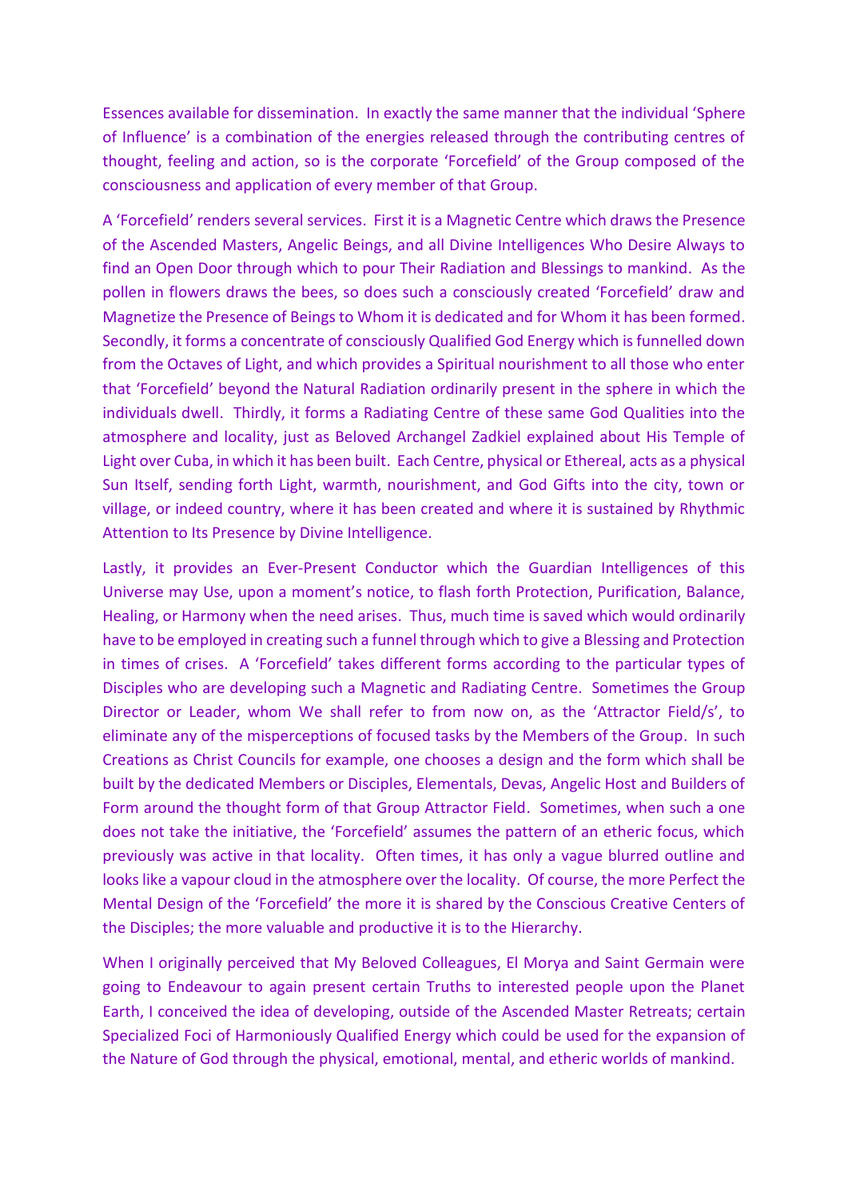Essences available for dissemination. In exactly the same manner that the individual 'Sphere of Influence' is a combination of the energies released through the contributing centres of thought, feeling and action, so is the corporate 'Forcefield' of the Group composed of the consciousness and application of every member of that Group.

A 'Forcefield' renders several services. First it is a Magnetic Centre which draws the Presence of the Ascended Masters, Angelic Beings, and all Divine Intelligences Who Desire Always to find an Open Door through which to pour Their Radiation and Blessings to mankind. As the pollen in flowers draws the bees, so does such a consciously created 'Forcefield' draw and Magnetize the Presence of Beings to Whom it is dedicated and for Whom it has been formed. Secondly, it forms a concentrate of consciously Qualified God Energy which is funnelled down from the Octaves of Light, and which provides a Spiritual nourishment to all those who enter that 'Forcefield' beyond the Natural Radiation ordinarily present in the sphere in which the individuals dwell. Thirdly, it forms a Radiating Centre of these same God Qualities into the atmosphere and locality, just as Beloved Archangel Zadkiel explained about His Temple of Light over Cuba, in which it has been built. Each Centre, physical or Ethereal, acts as a physical Sun Itself, sending forth Light, warmth, nourishment, and God Gifts into the city, town or village, or indeed country, where it has been created and where it is sustained by Rhythmic Attention to Its Presence by Divine Intelligence.

Lastly, it provides an Ever-Present Conductor which the Guardian Intelligences of this Universe may Use, upon a moment's notice, to flash forth Protection, Purification, Balance, Healing, or Harmony when the need arises. Thus, much time is saved which would ordinarily have to be employed in creating such a funnel through which to give a Blessing and Protection in times of crises. A 'Forcefield' takes different forms according to the particular types of Disciples who are developing such a Magnetic and Radiating Centre. Sometimes the Group Director or Leader, whom We shall refer to from now on, as the 'Attractor Field/s', to eliminate any of the misperceptions of focused tasks by the Members of the Group. In such Creations as Christ Councils for example, one chooses a design and the form which shall be built by the dedicated Members or Disciples, Elementals, Devas, Angelic Host and Builders of Form around the thought form of that Group Attractor Field. Sometimes, when such a one does not take the initiative, the 'Forcefield' assumes the pattern of an etheric focus, which previously was active in that locality. Often times, it has only a vague blurred outline and looks like a vapour cloud in the atmosphere over the locality. Of course, the more Perfect the Mental Design of the 'Forcefield' the more it is shared by the Conscious Creative Centers of the Disciples; the more valuable and productive it is to the Hierarchy.

When I originally perceived that My Beloved Colleagues, El Morya and Saint Germain were going to Endeavour to again present certain Truths to interested people upon the Planet Earth, I conceived the idea of developing, outside of the Ascended Master Retreats; certain Specialized Foci of Harmoniously Qualified Energy which could be used for the expansion of the Nature of God through the physical, emotional, mental, and etheric worlds of mankind.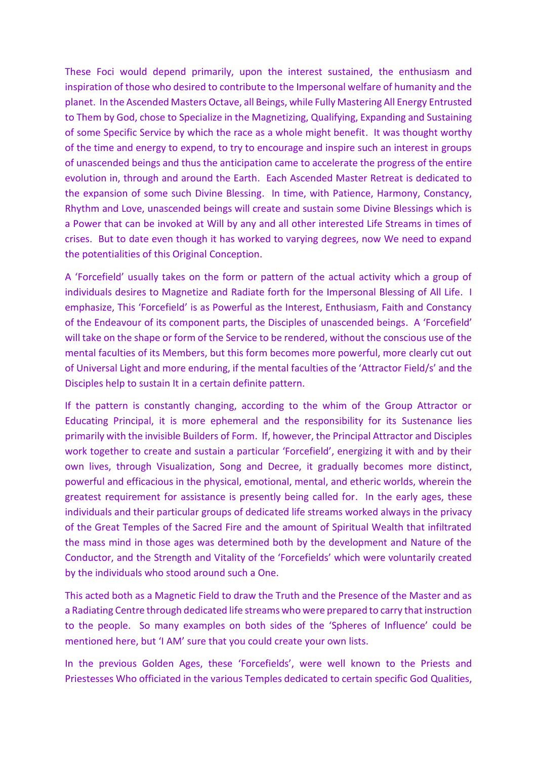These Foci would depend primarily, upon the interest sustained, the enthusiasm and inspiration of those who desired to contribute to the Impersonal welfare of humanity and the planet. In the Ascended Masters Octave, all Beings, while Fully Mastering All Energy Entrusted to Them by God, chose to Specialize in the Magnetizing, Qualifying, Expanding and Sustaining of some Specific Service by which the race as a whole might benefit. It was thought worthy of the time and energy to expend, to try to encourage and inspire such an interest in groups of unascended beings and thus the anticipation came to accelerate the progress of the entire evolution in, through and around the Earth. Each Ascended Master Retreat is dedicated to the expansion of some such Divine Blessing. In time, with Patience, Harmony, Constancy, Rhythm and Love, unascended beings will create and sustain some Divine Blessings which is a Power that can be invoked at Will by any and all other interested Life Streams in times of crises. But to date even though it has worked to varying degrees, now We need to expand the potentialities of this Original Conception.

A 'Forcefield' usually takes on the form or pattern of the actual activity which a group of individuals desires to Magnetize and Radiate forth for the Impersonal Blessing of All Life. I emphasize, This 'Forcefield' is as Powerful as the Interest, Enthusiasm, Faith and Constancy of the Endeavour of its component parts, the Disciples of unascended beings. A 'Forcefield' will take on the shape or form of the Service to be rendered, without the conscious use of the mental faculties of its Members, but this form becomes more powerful, more clearly cut out of Universal Light and more enduring, if the mental faculties of the 'Attractor Field/s' and the Disciples help to sustain It in a certain definite pattern.

If the pattern is constantly changing, according to the whim of the Group Attractor or Educating Principal, it is more ephemeral and the responsibility for its Sustenance lies primarily with the invisible Builders of Form. If, however, the Principal Attractor and Disciples work together to create and sustain a particular 'Forcefield', energizing it with and by their own lives, through Visualization, Song and Decree, it gradually becomes more distinct, powerful and efficacious in the physical, emotional, mental, and etheric worlds, wherein the greatest requirement for assistance is presently being called for. In the early ages, these individuals and their particular groups of dedicated life streams worked always in the privacy of the Great Temples of the Sacred Fire and the amount of Spiritual Wealth that infiltrated the mass mind in those ages was determined both by the development and Nature of the Conductor, and the Strength and Vitality of the 'Forcefields' which were voluntarily created by the individuals who stood around such a One.

This acted both as a Magnetic Field to draw the Truth and the Presence of the Master and as a Radiating Centre through dedicated life streams who were prepared to carry that instruction to the people. So many examples on both sides of the 'Spheres of Influence' could be mentioned here, but 'I AM' sure that you could create your own lists.

In the previous Golden Ages, these 'Forcefields', were well known to the Priests and Priestesses Who officiated in the various Temples dedicated to certain specific God Qualities,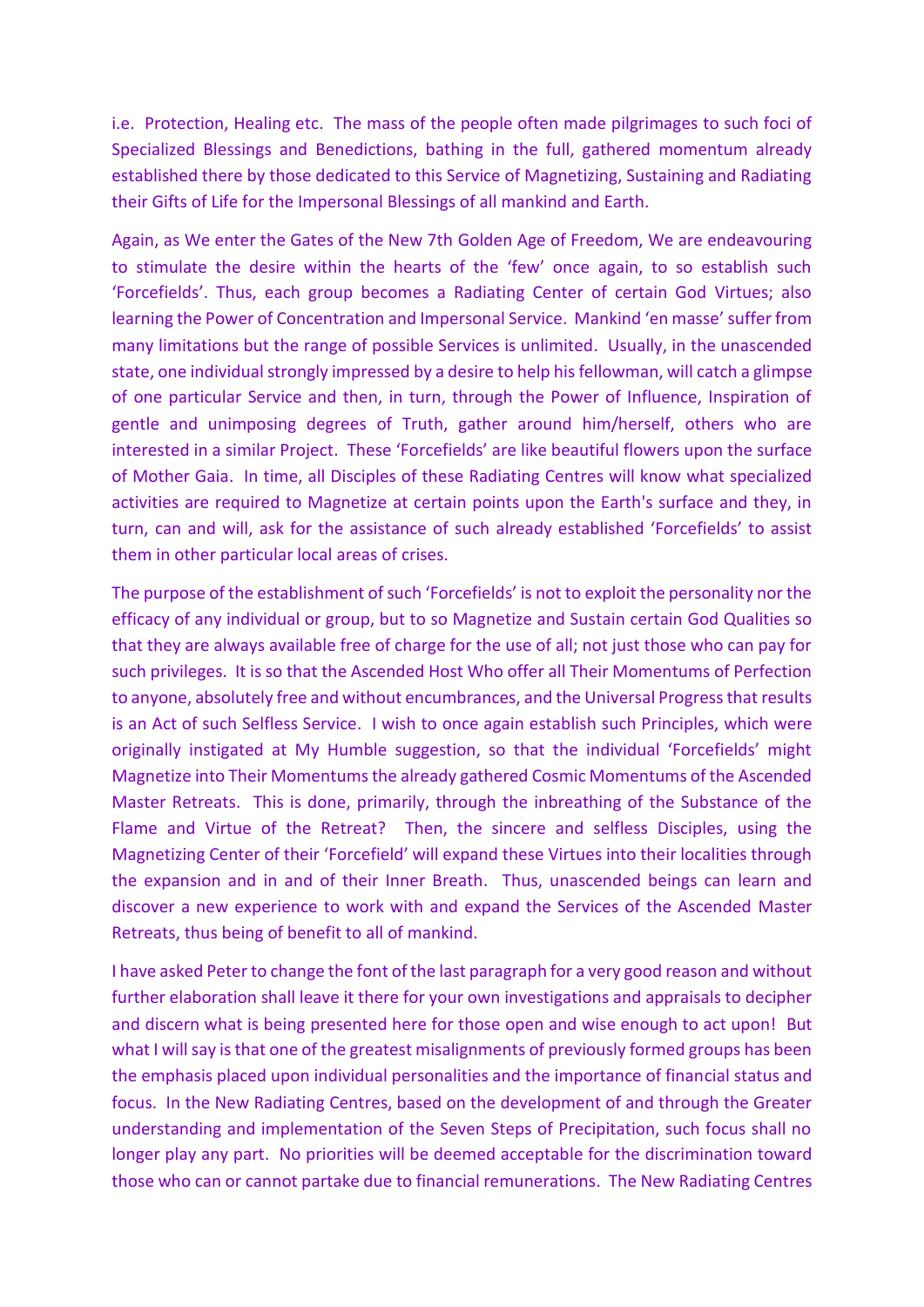i.e. Protection, Healing etc. The mass of the people often made pilgrimages to such foci of Specialized Blessings and Benedictions, bathing in the full, gathered momentum already established there by those dedicated to this Service of Magnetizing, Sustaining and Radiating their Gifts of Life for the Impersonal Blessings of all mankind and Earth.

Again, as We enter the Gates of the New 7th Golden Age of Freedom, We are endeavouring to stimulate the desire within the hearts of the 'few' once again, to so establish such 'Forcefields'. Thus, each group becomes a Radiating Center of certain God Virtues; also learning the Power of Concentration and Impersonal Service. Mankind 'en masse' suffer from many limitations but the range of possible Services is unlimited. Usually, in the unascended state, one individual strongly impressed by a desire to help his fellowman, will catch a glimpse of one particular Service and then, in turn, through the Power of Influence, Inspiration of gentle and unimposing degrees of Truth, gather around him/herself, others who are interested in a similar Project. These 'Forcefields' are like beautiful flowers upon the surface of Mother Gaia. In time, all Disciples of these Radiating Centres will know what specialized activities are required to Magnetize at certain points upon the Earth's surface and they, in turn, can and will, ask for the assistance of such already established 'Forcefields' to assist them in other particular local areas of crises.

The purpose of the establishment of such 'Forcefields' is not to exploit the personality nor the efficacy of any individual or group, but to so Magnetize and Sustain certain God Qualities so that they are always available free of charge for the use of all; not just those who can pay for such privileges. It is so that the Ascended Host Who offer all Their Momentums of Perfection to anyone, absolutely free and without encumbrances, and the Universal Progress that results is an Act of such Selfless Service. I wish to once again establish such Principles, which were originally instigated at My Humble suggestion, so that the individual 'Forcefields' might Magnetize into Their Momentums the already gathered Cosmic Momentums of the Ascended Master Retreats. This is done, primarily, through the inbreathing of the Substance of the Flame and Virtue of the Retreat? Then, the sincere and selfless Disciples, using the Magnetizing Center of their 'Forcefield' will expand these Virtues into their localities through the expansion and in and of their Inner Breath. Thus, unascended beings can learn and discover a new experience to work with and expand the Services of the Ascended Master Retreats, thus being of benefit to all of mankind.

I have asked Peter to change the font of the last paragraph for a very good reason and without further elaboration shall leave it there for your own investigations and appraisals to decipher and discern what is being presented here for those open and wise enough to act upon! But what I will say is that one of the greatest misalignments of previously formed groups has been the emphasis placed upon individual personalities and the importance of financial status and focus. In the New Radiating Centres, based on the development of and through the Greater understanding and implementation of the Seven Steps of Precipitation, such focus shall no longer play any part. No priorities will be deemed acceptable for the discrimination toward those who can or cannot partake due to financial remunerations. The New Radiating Centres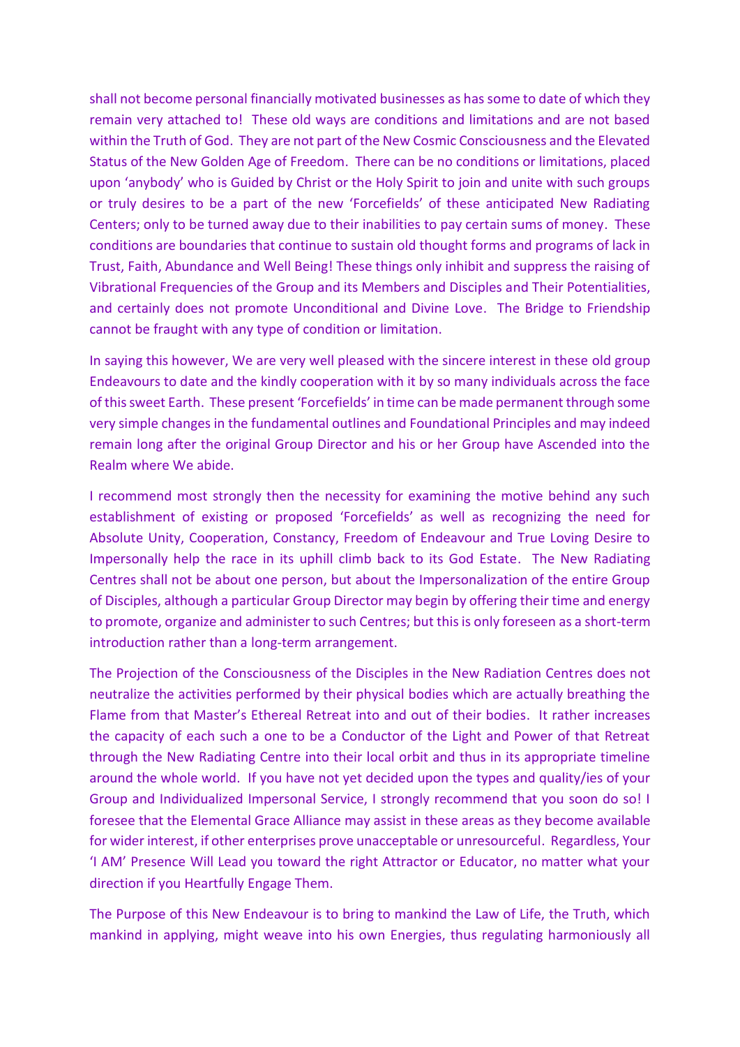shall not become personal financially motivated businesses as has some to date of which they remain very attached to! These old ways are conditions and limitations and are not based within the Truth of God. They are not part of the New Cosmic Consciousness and the Elevated Status of the New Golden Age of Freedom. There can be no conditions or limitations, placed upon 'anybody' who is Guided by Christ or the Holy Spirit to join and unite with such groups or truly desires to be a part of the new 'Forcefields' of these anticipated New Radiating Centers; only to be turned away due to their inabilities to pay certain sums of money. These conditions are boundaries that continue to sustain old thought forms and programs of lack in Trust, Faith, Abundance and Well Being! These things only inhibit and suppress the raising of Vibrational Frequencies of the Group and its Members and Disciples and Their Potentialities, and certainly does not promote Unconditional and Divine Love. The Bridge to Friendship cannot be fraught with any type of condition or limitation.

In saying this however, We are very well pleased with the sincere interest in these old group Endeavours to date and the kindly cooperation with it by so many individuals across the face of this sweet Earth. These present 'Forcefields' in time can be made permanent through some very simple changes in the fundamental outlines and Foundational Principles and may indeed remain long after the original Group Director and his or her Group have Ascended into the Realm where We abide.

I recommend most strongly then the necessity for examining the motive behind any such establishment of existing or proposed 'Forcefields' as well as recognizing the need for Absolute Unity, Cooperation, Constancy, Freedom of Endeavour and True Loving Desire to Impersonally help the race in its uphill climb back to its God Estate. The New Radiating Centres shall not be about one person, but about the Impersonalization of the entire Group of Disciples, although a particular Group Director may begin by offering their time and energy to promote, organize and administer to such Centres; but this is only foreseen as a short-term introduction rather than a long-term arrangement.

The Projection of the Consciousness of the Disciples in the New Radiation Centres does not neutralize the activities performed by their physical bodies which are actually breathing the Flame from that Master's Ethereal Retreat into and out of their bodies. It rather increases the capacity of each such a one to be a Conductor of the Light and Power of that Retreat through the New Radiating Centre into their local orbit and thus in its appropriate timeline around the whole world. If you have not yet decided upon the types and quality/ies of your Group and Individualized Impersonal Service, I strongly recommend that you soon do so! I foresee that the Elemental Grace Alliance may assist in these areas as they become available for wider interest, if other enterprises prove unacceptable or unresourceful. Regardless, Your 'I AM' Presence Will Lead you toward the right Attractor or Educator, no matter what your direction if you Heartfully Engage Them.

The Purpose of this New Endeavour is to bring to mankind the Law of Life, the Truth, which mankind in applying, might weave into his own Energies, thus regulating harmoniously all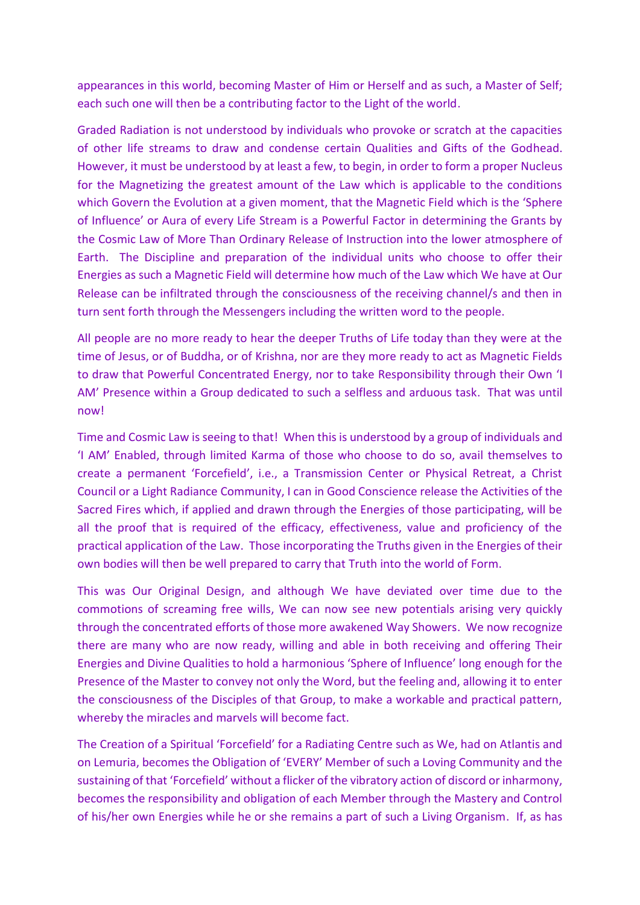appearances in this world, becoming Master of Him or Herself and as such, a Master of Self; each such one will then be a contributing factor to the Light of the world.

Graded Radiation is not understood by individuals who provoke or scratch at the capacities of other life streams to draw and condense certain Qualities and Gifts of the Godhead. However, it must be understood by at least a few, to begin, in order to form a proper Nucleus for the Magnetizing the greatest amount of the Law which is applicable to the conditions which Govern the Evolution at a given moment, that the Magnetic Field which is the 'Sphere of Influence' or Aura of every Life Stream is a Powerful Factor in determining the Grants by the Cosmic Law of More Than Ordinary Release of Instruction into the lower atmosphere of Earth. The Discipline and preparation of the individual units who choose to offer their Energies as such a Magnetic Field will determine how much of the Law which We have at Our Release can be infiltrated through the consciousness of the receiving channel/s and then in turn sent forth through the Messengers including the written word to the people.

All people are no more ready to hear the deeper Truths of Life today than they were at the time of Jesus, or of Buddha, or of Krishna, nor are they more ready to act as Magnetic Fields to draw that Powerful Concentrated Energy, nor to take Responsibility through their Own 'I AM' Presence within a Group dedicated to such a selfless and arduous task. That was until now!

Time and Cosmic Law is seeing to that! When this is understood by a group of individuals and 'I AM' Enabled, through limited Karma of those who choose to do so, avail themselves to create a permanent 'Forcefield', i.e., a Transmission Center or Physical Retreat, a Christ Council or a Light Radiance Community, I can in Good Conscience release the Activities of the Sacred Fires which, if applied and drawn through the Energies of those participating, will be all the proof that is required of the efficacy, effectiveness, value and proficiency of the practical application of the Law. Those incorporating the Truths given in the Energies of their own bodies will then be well prepared to carry that Truth into the world of Form.

This was Our Original Design, and although We have deviated over time due to the commotions of screaming free wills, We can now see new potentials arising very quickly through the concentrated efforts of those more awakened Way Showers. We now recognize there are many who are now ready, willing and able in both receiving and offering Their Energies and Divine Qualities to hold a harmonious 'Sphere of Influence' long enough for the Presence of the Master to convey not only the Word, but the feeling and, allowing it to enter the consciousness of the Disciples of that Group, to make a workable and practical pattern, whereby the miracles and marvels will become fact.

The Creation of a Spiritual 'Forcefield' for a Radiating Centre such as We, had on Atlantis and on Lemuria, becomes the Obligation of 'EVERY' Member of such a Loving Community and the sustaining of that 'Forcefield' without a flicker of the vibratory action of discord or inharmony, becomes the responsibility and obligation of each Member through the Mastery and Control of his/her own Energies while he or she remains a part of such a Living Organism. If, as has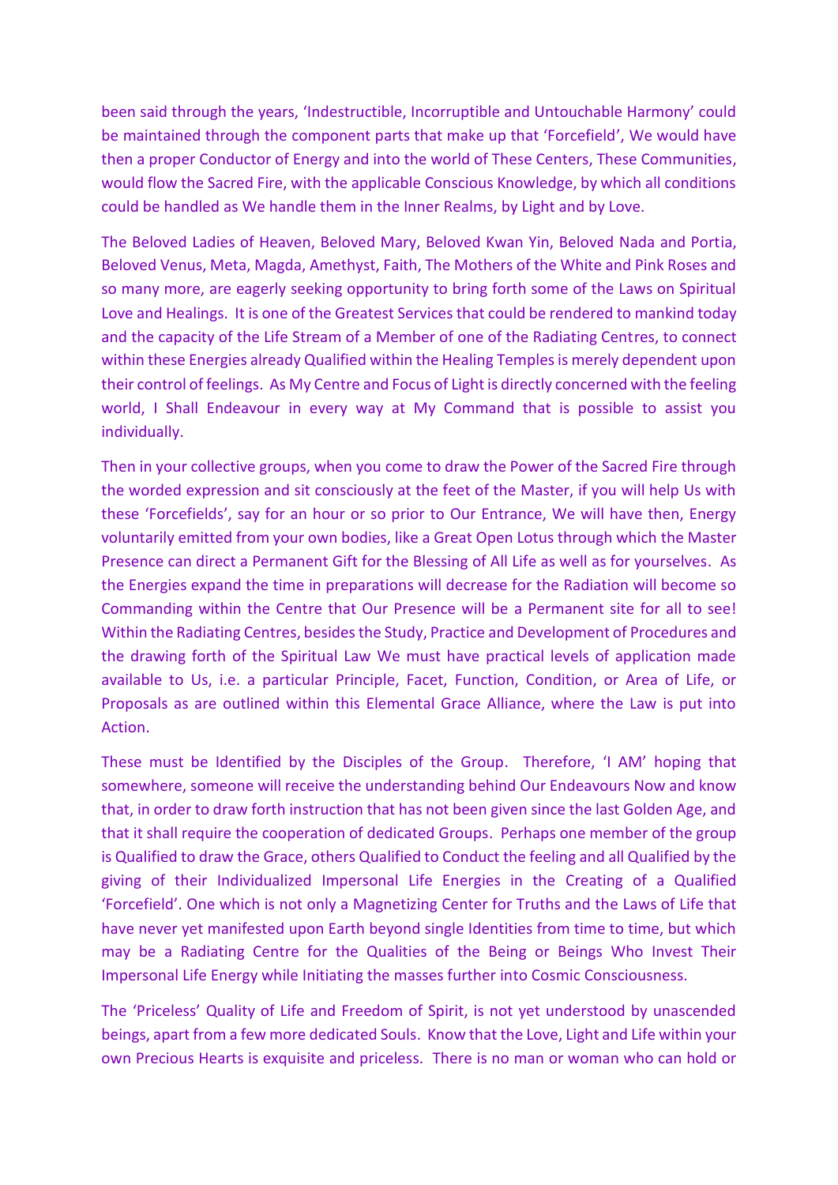been said through the years, 'Indestructible, Incorruptible and Untouchable Harmony' could be maintained through the component parts that make up that 'Forcefield', We would have then a proper Conductor of Energy and into the world of These Centers, These Communities, would flow the Sacred Fire, with the applicable Conscious Knowledge, by which all conditions could be handled as We handle them in the Inner Realms, by Light and by Love.

The Beloved Ladies of Heaven, Beloved Mary, Beloved Kwan Yin, Beloved Nada and Portia, Beloved Venus, Meta, Magda, Amethyst, Faith, The Mothers of the White and Pink Roses and so many more, are eagerly seeking opportunity to bring forth some of the Laws on Spiritual Love and Healings. It is one of the Greatest Services that could be rendered to mankind today and the capacity of the Life Stream of a Member of one of the Radiating Centres, to connect within these Energies already Qualified within the Healing Temples is merely dependent upon their control of feelings. As My Centre and Focus of Light is directly concerned with the feeling world, I Shall Endeavour in every way at My Command that is possible to assist you individually.

Then in your collective groups, when you come to draw the Power of the Sacred Fire through the worded expression and sit consciously at the feet of the Master, if you will help Us with these 'Forcefields', say for an hour or so prior to Our Entrance, We will have then, Energy voluntarily emitted from your own bodies, like a Great Open Lotus through which the Master Presence can direct a Permanent Gift for the Blessing of All Life as well as for yourselves. As the Energies expand the time in preparations will decrease for the Radiation will become so Commanding within the Centre that Our Presence will be a Permanent site for all to see! Within the Radiating Centres, besides the Study, Practice and Development of Procedures and the drawing forth of the Spiritual Law We must have practical levels of application made available to Us, i.e. a particular Principle, Facet, Function, Condition, or Area of Life, or Proposals as are outlined within this Elemental Grace Alliance, where the Law is put into Action.

These must be Identified by the Disciples of the Group. Therefore, 'I AM' hoping that somewhere, someone will receive the understanding behind Our Endeavours Now and know that, in order to draw forth instruction that has not been given since the last Golden Age, and that it shall require the cooperation of dedicated Groups. Perhaps one member of the group is Qualified to draw the Grace, others Qualified to Conduct the feeling and all Qualified by the giving of their Individualized Impersonal Life Energies in the Creating of a Qualified 'Forcefield'. One which is not only a Magnetizing Center for Truths and the Laws of Life that have never yet manifested upon Earth beyond single Identities from time to time, but which may be a Radiating Centre for the Qualities of the Being or Beings Who Invest Their Impersonal Life Energy while Initiating the masses further into Cosmic Consciousness.

The 'Priceless' Quality of Life and Freedom of Spirit, is not yet understood by unascended beings, apart from a few more dedicated Souls. Know that the Love, Light and Life within your own Precious Hearts is exquisite and priceless. There is no man or woman who can hold or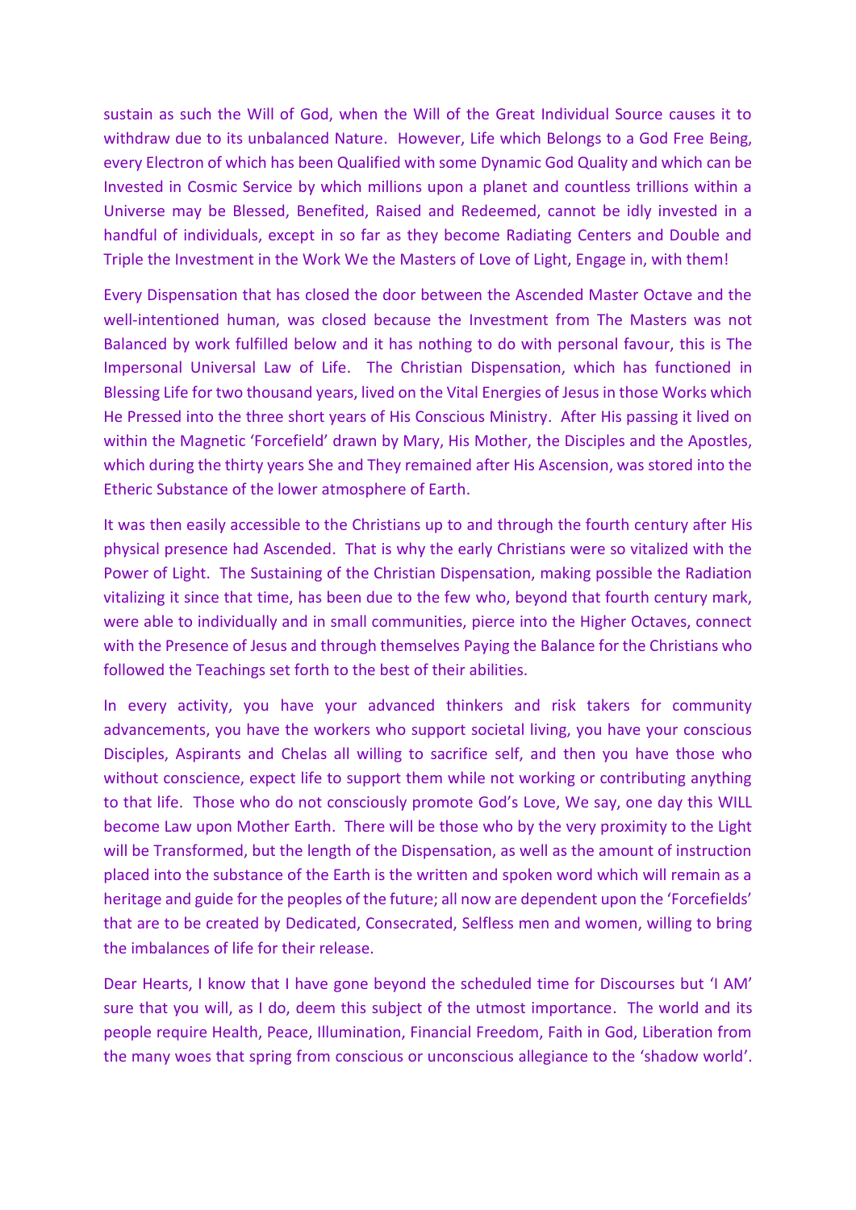sustain as such the Will of God, when the Will of the Great Individual Source causes it to withdraw due to its unbalanced Nature. However, Life which Belongs to a God Free Being, every Electron of which has been Qualified with some Dynamic God Quality and which can be Invested in Cosmic Service by which millions upon a planet and countless trillions within a Universe may be Blessed, Benefited, Raised and Redeemed, cannot be idly invested in a handful of individuals, except in so far as they become Radiating Centers and Double and Triple the Investment in the Work We the Masters of Love of Light, Engage in, with them!

Every Dispensation that has closed the door between the Ascended Master Octave and the well-intentioned human, was closed because the Investment from The Masters was not Balanced by work fulfilled below and it has nothing to do with personal favour, this is The Impersonal Universal Law of Life. The Christian Dispensation, which has functioned in Blessing Life for two thousand years, lived on the Vital Energies of Jesus in those Works which He Pressed into the three short years of His Conscious Ministry. After His passing it lived on within the Magnetic 'Forcefield' drawn by Mary, His Mother, the Disciples and the Apostles, which during the thirty years She and They remained after His Ascension, was stored into the Etheric Substance of the lower atmosphere of Earth.

It was then easily accessible to the Christians up to and through the fourth century after His physical presence had Ascended. That is why the early Christians were so vitalized with the Power of Light. The Sustaining of the Christian Dispensation, making possible the Radiation vitalizing it since that time, has been due to the few who, beyond that fourth century mark, were able to individually and in small communities, pierce into the Higher Octaves, connect with the Presence of Jesus and through themselves Paying the Balance for the Christians who followed the Teachings set forth to the best of their abilities.

In every activity, you have your advanced thinkers and risk takers for community advancements, you have the workers who support societal living, you have your conscious Disciples, Aspirants and Chelas all willing to sacrifice self, and then you have those who without conscience, expect life to support them while not working or contributing anything to that life. Those who do not consciously promote God's Love, We say, one day this WILL become Law upon Mother Earth. There will be those who by the very proximity to the Light will be Transformed, but the length of the Dispensation, as well as the amount of instruction placed into the substance of the Earth is the written and spoken word which will remain as a heritage and guide for the peoples of the future; all now are dependent upon the 'Forcefields' that are to be created by Dedicated, Consecrated, Selfless men and women, willing to bring the imbalances of life for their release.

Dear Hearts, I know that I have gone beyond the scheduled time for Discourses but 'I AM' sure that you will, as I do, deem this subject of the utmost importance. The world and its people require Health, Peace, Illumination, Financial Freedom, Faith in God, Liberation from the many woes that spring from conscious or unconscious allegiance to the 'shadow world'.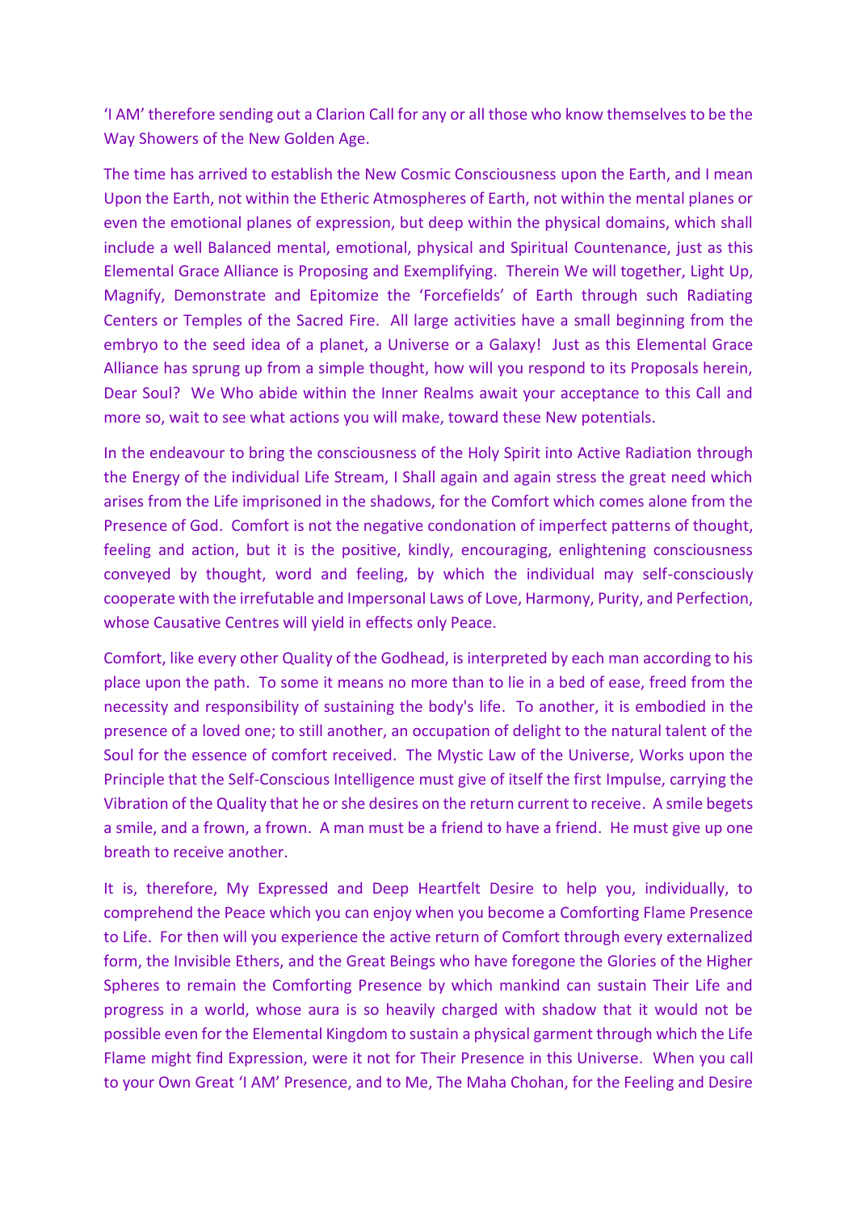'I AM' therefore sending out a Clarion Call for any or all those who know themselves to be the Way Showers of the New Golden Age.

The time has arrived to establish the New Cosmic Consciousness upon the Earth, and I mean Upon the Earth, not within the Etheric Atmospheres of Earth, not within the mental planes or even the emotional planes of expression, but deep within the physical domains, which shall include a well Balanced mental, emotional, physical and Spiritual Countenance, just as this Elemental Grace Alliance is Proposing and Exemplifying. Therein We will together, Light Up, Magnify, Demonstrate and Epitomize the 'Forcefields' of Earth through such Radiating Centers or Temples of the Sacred Fire. All large activities have a small beginning from the embryo to the seed idea of a planet, a Universe or a Galaxy! Just as this Elemental Grace Alliance has sprung up from a simple thought, how will you respond to its Proposals herein, Dear Soul? We Who abide within the Inner Realms await your acceptance to this Call and more so, wait to see what actions you will make, toward these New potentials.

In the endeavour to bring the consciousness of the Holy Spirit into Active Radiation through the Energy of the individual Life Stream, I Shall again and again stress the great need which arises from the Life imprisoned in the shadows, for the Comfort which comes alone from the Presence of God. Comfort is not the negative condonation of imperfect patterns of thought, feeling and action, but it is the positive, kindly, encouraging, enlightening consciousness conveyed by thought, word and feeling, by which the individual may self-consciously cooperate with the irrefutable and Impersonal Laws of Love, Harmony, Purity, and Perfection, whose Causative Centres will yield in effects only Peace.

Comfort, like every other Quality of the Godhead, is interpreted by each man according to his place upon the path. To some it means no more than to lie in a bed of ease, freed from the necessity and responsibility of sustaining the body's life. To another, it is embodied in the presence of a loved one; to still another, an occupation of delight to the natural talent of the Soul for the essence of comfort received. The Mystic Law of the Universe, Works upon the Principle that the Self-Conscious Intelligence must give of itself the first Impulse, carrying the Vibration of the Quality that he or she desires on the return current to receive. A smile begets a smile, and a frown, a frown. A man must be a friend to have a friend. He must give up one breath to receive another.

It is, therefore, My Expressed and Deep Heartfelt Desire to help you, individually, to comprehend the Peace which you can enjoy when you become a Comforting Flame Presence to Life. For then will you experience the active return of Comfort through every externalized form, the Invisible Ethers, and the Great Beings who have foregone the Glories of the Higher Spheres to remain the Comforting Presence by which mankind can sustain Their Life and progress in a world, whose aura is so heavily charged with shadow that it would not be possible even for the Elemental Kingdom to sustain a physical garment through which the Life Flame might find Expression, were it not for Their Presence in this Universe. When you call to your Own Great 'I AM' Presence, and to Me, The Maha Chohan, for the Feeling and Desire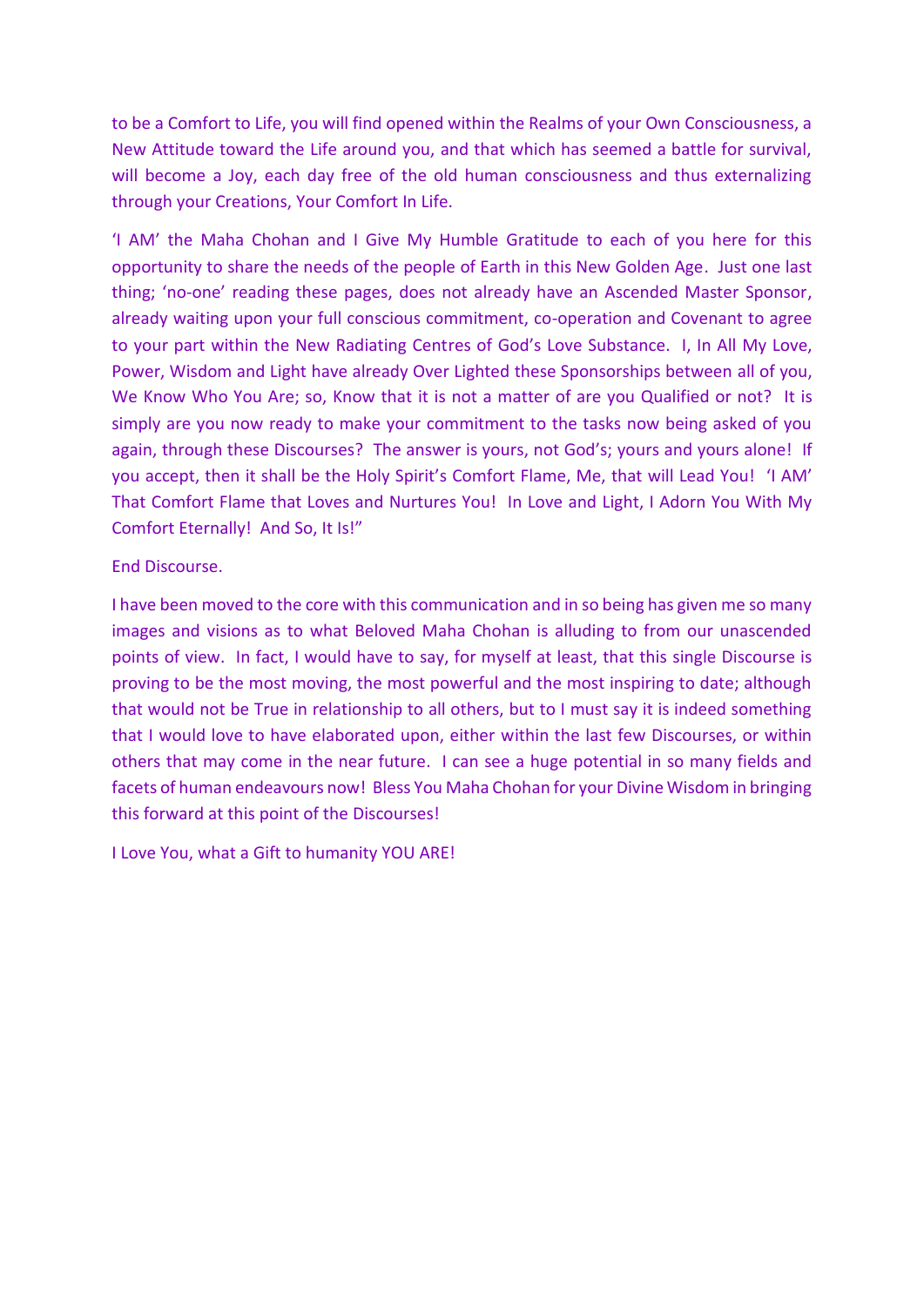to be a Comfort to Life, you will find opened within the Realms of your Own Consciousness, a New Attitude toward the Life around you, and that which has seemed a battle for survival, will become a Joy, each day free of the old human consciousness and thus externalizing through your Creations, Your Comfort In Life.

'I AM' the Maha Chohan and I Give My Humble Gratitude to each of you here for this opportunity to share the needs of the people of Earth in this New Golden Age. Just one last thing; 'no-one' reading these pages, does not already have an Ascended Master Sponsor, already waiting upon your full conscious commitment, co-operation and Covenant to agree to your part within the New Radiating Centres of God's Love Substance. I, In All My Love, Power, Wisdom and Light have already Over Lighted these Sponsorships between all of you, We Know Who You Are; so, Know that it is not a matter of are you Qualified or not? It is simply are you now ready to make your commitment to the tasks now being asked of you again, through these Discourses? The answer is yours, not God's; yours and yours alone! If you accept, then it shall be the Holy Spirit's Comfort Flame, Me, that will Lead You! 'I AM' That Comfort Flame that Loves and Nurtures You! In Love and Light, I Adorn You With My Comfort Eternally! And So, It Is!"

End Discourse.

I have been moved to the core with this communication and in so being has given me so many images and visions as to what Beloved Maha Chohan is alluding to from our unascended points of view. In fact, I would have to say, for myself at least, that this single Discourse is proving to be the most moving, the most powerful and the most inspiring to date; although that would not be True in relationship to all others, but to I must say it is indeed something that I would love to have elaborated upon, either within the last few Discourses, or within others that may come in the near future. I can see a huge potential in so many fields and facets of human endeavours now! Bless You Maha Chohan for your Divine Wisdom in bringing this forward at this point of the Discourses!

I Love You, what a Gift to humanity YOU ARE!